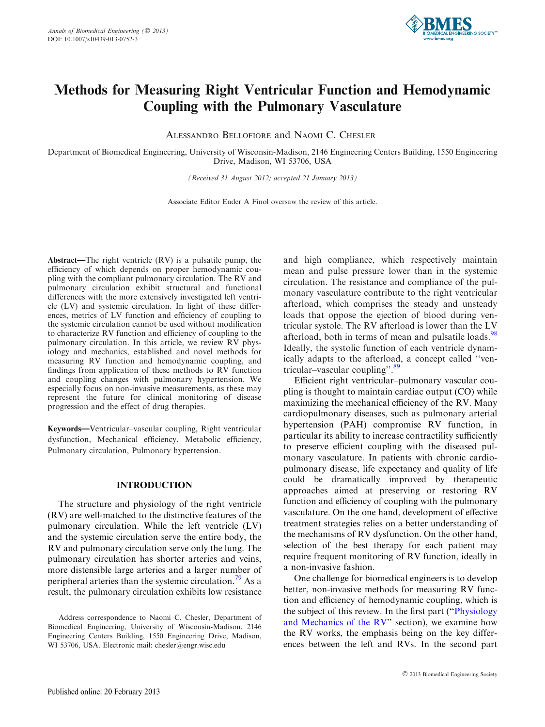# Methods for Measuring Right Ventricular Function and Hemodynamic Coupling with the Pulmonary Vasculature

ALESSANDRO BELLOFIORE and NAOMI C. CHESLER

Department of Biomedical Engineering, University of Wisconsin-Madison, 2146 Engineering Centers Building, 1550 Engineering Drive, Madison, WI 53706, USA

*(Received 31 August 2012; accepted 21 January 2013)*

Associate Editor Ender A Finol oversaw the review of this article.

**Abstract**—The right ventricle (RV) is a pulsatile pump, the efficiency of which depends on proper hemodynamic coupling with the compliant pulmonary circulation. The RV and pulmonary circulation exhibit structural and functional differences with the more extensively investigated left ventricle (LV) and systemic circulation. In light of these differences, metrics of LV function and efficiency of coupling to the systemic circulation cannot be used without modification to characterize RV function and efficiency of coupling to the pulmonary circulation. In this article, we review RV physiology and mechanics, established and novel methods for measuring RV function and hemodynamic coupling, and findings from application of these methods to RV function and coupling changes with pulmonary hypertension. We especially focus on non-invasive measurements, as these may represent the future for clinical monitoring of disease progression and the effect of drug therapies.

**Keywords**—Ventricular–vascular coupling, Right ventricular dysfunction, Mechanical efficiency, Metabolic efficiency, Pulmonary circulation, Pulmonary hypertension.

## INTRODUCTION

The structure and physiology of the right ventricle (RV) are well-matched to the distinctive features of the pulmonary circulation. While the left ventricle (LV) and the systemic circulation serve the entire body, the RV and pulmonary circulation serve only the lung. The pulmonary circulation has shorter arteries and veins, more distensible large arteries and a larger number of peripheral arteries than the systemic circulation.[79] As a result, the pulmonary circulation exhibits low resistance and high compliance, which respectively maintain mean and pulse pressure lower than in the systemic circulation. The resistance and compliance of the pulmonary vasculature contribute to the right ventricular afterload, which comprises the steady and unsteady loads that oppose the ejection of blood during ventricular systole. The RV afterload is lower than the LV afterload, both in terms of mean and pulsatile loads.[98] Ideally, the systolic function of each ventricle dynamically adapts to the afterload, a concept called "ventricular–vascular coupling".[89]

Efficient right ventricular–pulmonary vascular coupling is thought to maintain cardiac output (CO) while maximizing the mechanical efficiency of the RV. Many cardiopulmonary diseases, such as pulmonary arterial hypertension (PAH) compromise RV function, in particular its ability to increase contractility sufficiently to preserve efficient coupling with the diseased pulmonary vasculature. In patients with chronic cardiopulmonary disease, life expectancy and quality of life could be dramatically improved by therapeutic approaches aimed at preserving or restoring RV function and efficiency of coupling with the pulmonary vasculature. On the one hand, development of effective treatment strategies relies on a better understanding of the mechanisms of RV dysfunction. On the other hand, selection of the best therapy for each patient may require frequent monitoring of RV function, ideally in a non-invasive fashion.

One challenge for biomedical engineers is to develop better, non-invasive methods for measuring RV function and efficiency of hemodynamic coupling, which is the subject of this review. In the first part ("Physiology and Mechanics of the RV" section), we examine how the RV works, the emphasis being on the key differences between the left and RVs. In the second part

Address correspondence to Naomi C. Chesler, Department of Biomedical Engineering, University of Wisconsin-Madison, 2146 Engineering Centers Building, 1550 Engineering Drive, Madison, WI 53706, USA. Electronic mail: chesler@engr.wisc.edu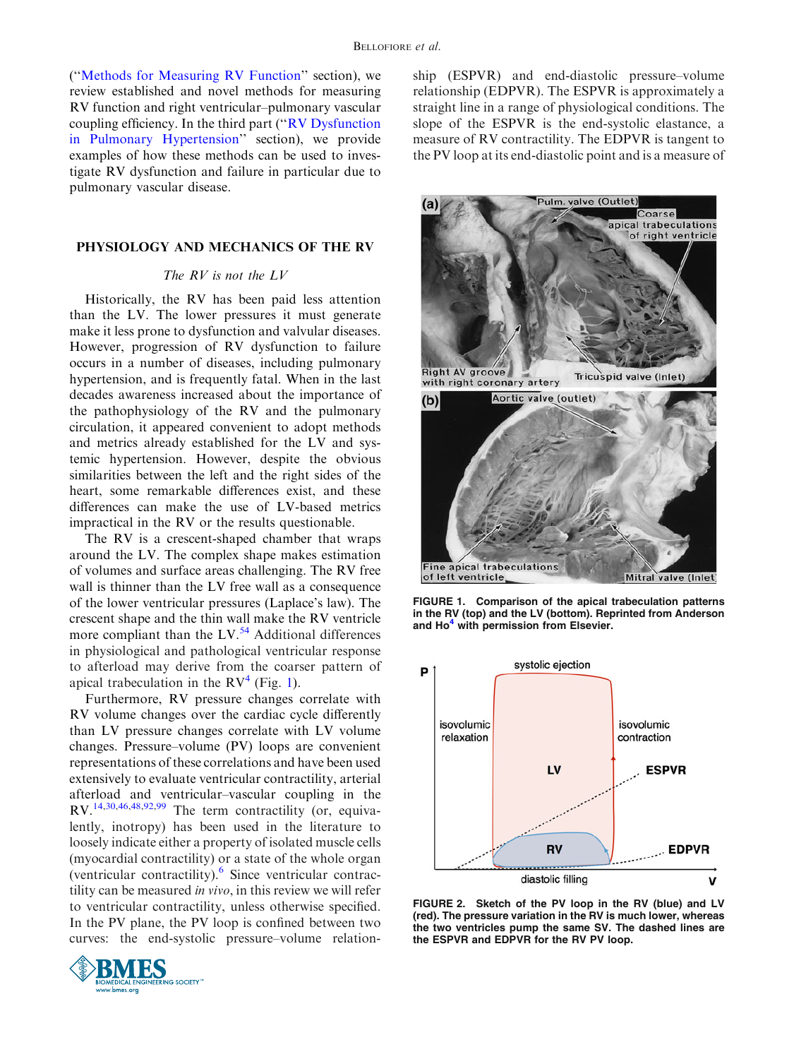("Methods for Measuring RV Function" section), we review established and novel methods for measuring RV function and right ventricular–pulmonary vascular coupling efficiency. In the third part ("RV Dysfunction in Pulmonary Hypertension" section), we provide examples of how these methods can be used to investigate RV dysfunction and failure in particular due to pulmonary vascular disease.

## PHYSIOLOGY AND MECHANICS OF THE RV

### *The RV is not the LV*

Historically, the RV has been paid less attention than the LV. The lower pressures it must generate make it less prone to dysfunction and valvular diseases. However, progression of RV dysfunction to failure occurs in a number of diseases, including pulmonary hypertension, and is frequently fatal. When in the last decades awareness increased about the importance of the pathophysiology of the RV and the pulmonary circulation, it appeared convenient to adopt methods and metrics already established for the LV and systemic hypertension. However, despite the obvious similarities between the left and the right sides of the heart, some remarkable differences exist, and these differences can make the use of LV-based metrics impractical in the RV or the results questionable.

The RV is a crescent-shaped chamber that wraps around the LV. The complex shape makes estimation of volumes and surface areas challenging. The RV free wall is thinner than the LV free wall as a consequence of the lower ventricular pressures (Laplace's law). The crescent shape and the thin wall make the RV ventricle more compliant than the LV.[54] Additional differences in physiological and pathological ventricular response to afterload may derive from the coarser pattern of apical trabeculation in the RV[4] (Fig. 1).

Furthermore, RV pressure changes correlate with RV volume changes over the cardiac cycle differently than LV pressure changes correlate with LV volume changes. Pressure–volume (PV) loops are convenient representations of these correlations and have been used extensively to evaluate ventricular contractility, arterial afterload and ventricular–vascular coupling in the RV.[14,30,46,48,92,99] The term contractility (or, equivalently, inotropy) has been used in the literature to loosely indicate either a property of isolated muscle cells (myocardial contractility) or a state of the whole organ (ventricular contractility).[6] Since ventricular contractility can be measured *in vivo*, in this review we will refer to ventricular contractility, unless otherwise specified. In the PV plane, the PV loop is confined between two curves: the end-systolic pressure–volume relationship (ESPVR) and end-diastolic pressure–volume relationship (EDPVR). The ESPVR is approximately a straight line in a range of physiological conditions. The slope of the ESPVR is the end-systolic elastance, a measure of RV contractility. The EDPVR is tangent to the PV loop at its end-diastolic point and is a measure of

(a) Pulm. valve (Outlet); Coarse apical trabeculations of right ventricle; Right AV groove with right coronary artery; Tricuspid valve (Inlet)

(b) Aortic valve (outlet); Fine apical trabeculations of left ventricle; Mitral valve (Inlet)

**FIGURE 1. Comparison of the apical trabeculation patterns in the RV (top) and the LV (bottom). Reprinted from Anderson and Ho[4] with permission from Elsevier.**

P
systolic ejection
isovolumic relaxation
isovolumic contraction
LV
ESPVR
RV
EDPVR
diastolic filling
V

**FIGURE 2. Sketch of the PV loop in the RV (blue) and LV (red). The pressure variation in the RV is much lower, whereas the two ventricles pump the same SV. The dashed lines are the ESPVR and EDPVR for the RV PV loop.**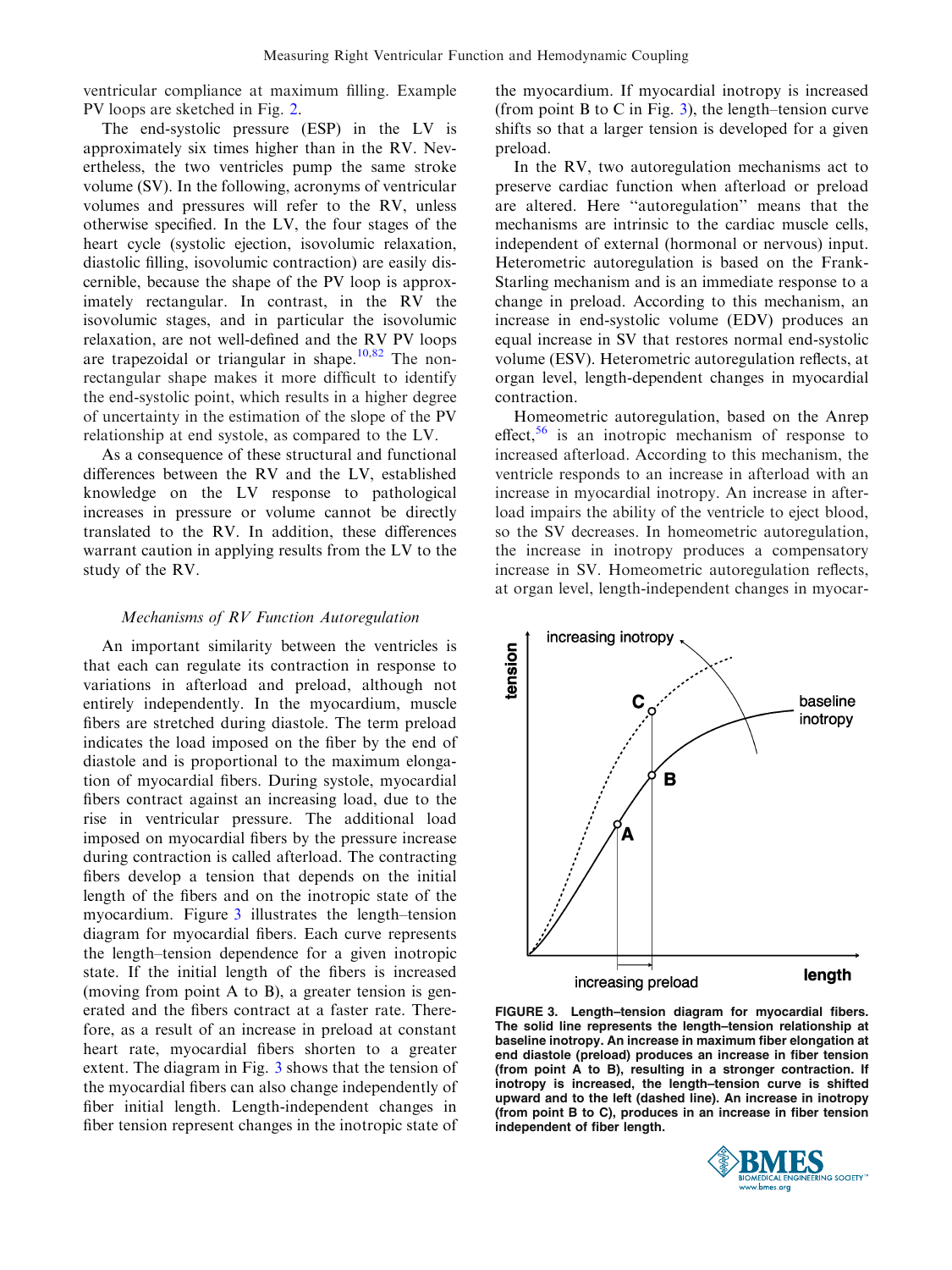ventricular compliance at maximum filling. Example PV loops are sketched in Fig. 2.

The end-systolic pressure (ESP) in the LV is approximately six times higher than in the RV. Nevertheless, the two ventricles pump the same stroke volume (SV). In the following, acronyms of ventricular volumes and pressures will refer to the RV, unless otherwise specified. In the LV, the four stages of the heart cycle (systolic ejection, isovolumic relaxation, diastolic filling, isovolumic contraction) are easily discernible, because the shape of the PV loop is approximately rectangular. In contrast, in the RV the isovolumic stages, and in particular the isovolumic relaxation, are not well-defined and the RV PV loops are trapezoidal or triangular in shape.[10,82] The non-rectangular shape makes it more difficult to identify the end-systolic point, which results in a higher degree of uncertainty in the estimation of the slope of the PV relationship at end systole, as compared to the LV.

As a consequence of these structural and functional differences between the RV and the LV, established knowledge on the LV response to pathological increases in pressure or volume cannot be directly translated to the RV. In addition, these differences warrant caution in applying results from the LV to the study of the RV.

### *Mechanisms of RV Function Autoregulation*

An important similarity between the ventricles is that each can regulate its contraction in response to variations in afterload and preload, although not entirely independently. In the myocardium, muscle fibers are stretched during diastole. The term preload indicates the load imposed on the fiber by the end of diastole and is proportional to the maximum elongation of myocardial fibers. During systole, myocardial fibers contract against an increasing load, due to the rise in ventricular pressure. The additional load imposed on myocardial fibers by the pressure increase during contraction is called afterload. The contracting fibers develop a tension that depends on the initial length of the fibers and on the inotropic state of the myocardium. Figure 3 illustrates the length–tension diagram for myocardial fibers. Each curve represents the length–tension dependence for a given inotropic state. If the initial length of the fibers is increased (moving from point A to B), a greater tension is generated and the fibers contract at a faster rate. Therefore, as a result of an increase in preload at constant heart rate, myocardial fibers shorten to a greater extent. The diagram in Fig. 3 shows that the tension of the myocardial fibers can also change independently of fiber initial length. Length-independent changes in fiber tension represent changes in the inotropic state of the myocardium. If myocardial inotropy is increased (from point B to C in Fig. 3), the length–tension curve shifts so that a larger tension is developed for a given preload.

In the RV, two autoregulation mechanisms act to preserve cardiac function when afterload or preload are altered. Here "autoregulation" means that the mechanisms are intrinsic to the cardiac muscle cells, independent of external (hormonal or nervous) input. Heterometric autoregulation is based on the Frank-Starling mechanism and is an immediate response to a change in preload. According to this mechanism, an increase in end-systolic volume (EDV) produces an equal increase in SV that restores normal end-systolic volume (ESV). Heterometric autoregulation reflects, at organ level, length-dependent changes in myocardial contraction.

Homeometric autoregulation, based on the Anrep effect,[56] is an inotropic mechanism of response to increased afterload. According to this mechanism, the ventricle responds to an increase in afterload with an increase in myocardial inotropy. An increase in afterload impairs the ability of the ventricle to eject blood, so the SV decreases. In homeometric autoregulation, the increase in inotropy produces a compensatory increase in SV. Homeometric autoregulation reflects, at organ level, length-independent changes in myocar-

tension
increasing inotropy
C
B
A
baseline inotropy
increasing preload
length

**FIGURE 3. Length–tension diagram for myocardial fibers. The solid line represents the length–tension relationship at baseline inotropy. An increase in maximum fiber elongation at end diastole (preload) produces an increase in fiber tension (from point A to B), resulting in a stronger contraction. If inotropy is increased, the length–tension curve is shifted upward and to the left (dashed line). An increase in inotropy (from point B to C), produces in an increase in fiber tension independent of fiber length.**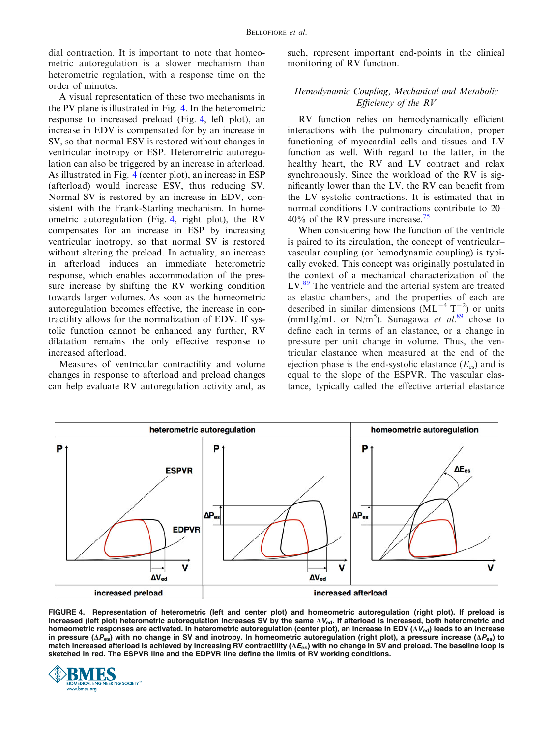dial contraction. It is important to note that homeometric autoregulation is a slower mechanism than heterometric regulation, with a response time on the order of minutes.

A visual representation of these two mechanisms in the PV plane is illustrated in Fig. 4. In the heterometric response to increased preload (Fig. 4, left plot), an increase in EDV is compensated for by an increase in SV, so that normal ESV is restored without changes in ventricular inotropy or ESP. Heterometric autoregulation can also be triggered by an increase in afterload. As illustrated in Fig. 4 (center plot), an increase in ESP (afterload) would increase ESV, thus reducing SV. Normal SV is restored by an increase in EDV, consistent with the Frank-Starling mechanism. In homeometric autoregulation (Fig. 4, right plot), the RV compensates for an increase in ESP by increasing ventricular inotropy, so that normal SV is restored without altering the preload. In actuality, an increase in afterload induces an immediate heterometric response, which enables accommodation of the pressure increase by shifting the RV working condition towards larger volumes. As soon as the homeometric autoregulation becomes effective, the increase in contractility allows for the normalization of EDV. If systolic function cannot be enhanced any further, RV dilatation remains the only effective response to increased afterload.

Measures of ventricular contractility and volume changes in response to afterload and preload changes can help evaluate RV autoregulation activity and, as such, represent important end-points in the clinical monitoring of RV function.

### *Hemodynamic Coupling, Mechanical and Metabolic Efficiency of the RV*

RV function relies on hemodynamically efficient interactions with the pulmonary circulation, proper functioning of myocardial cells and tissues and LV function as well. With regard to the latter, in the healthy heart, the RV and LV contract and relax synchronously. Since the workload of the RV is significantly lower than the LV, the RV can benefit from the LV systolic contractions. It is estimated that in normal conditions LV contractions contribute to 20–40% of the RV pressure increase.[75]

When considering how the function of the ventricle is paired to its circulation, the concept of ventricular–vascular coupling (or hemodynamic coupling) is typically evoked. This concept was originally postulated in the context of a mechanical characterization of the LV.[89] The ventricle and the arterial system are treated as elastic chambers, and the properties of each are described in similar dimensions ($ML^{-4}T^{-2}$) or units (mmHg/mL or $N/m^5$). Sunagawa *et al.*[89] chose to define each in terms of an elastance, or a change in pressure per unit change in volume. Thus, the ventricular elastance when measured at the end of the ejection phase is the end-systolic elastance ($E_{es}$) and is equal to the slope of the ESPVR. The vascular elastance, typically called the effective arterial elastance

heterometric autoregulation

homeometric autoregulation

P

ESPVR

EDPVR

$\Delta V_{ed}$

V

P

$\Delta P_{es}$

$\Delta V_{ed}$

V

P

$\Delta E_{es}$

$\Delta P_{es}$

V

increased preload

increased afterload

**FIGURE 4. Representation of heterometric (left and center plot) and homeometric autoregulation (right plot). If preload is increased (left plot) heterometric autoregulation increases SV by the same $\Delta V_{ed}$. If afterload is increased, both heterometric and homeometric responses are activated. In heterometric autoregulation (center plot), an increase in EDV ($\Delta V_{ed}$) leads to an increase in pressure ($\Delta P_{es}$) with no change in SV and inotropy. In homeometric autoregulation (right plot), a pressure increase ($\Delta P_{es}$) to match increased afterload is achieved by increasing RV contractility ($\Delta E_{es}$) with no change in SV and preload. The baseline loop is sketched in red. The ESPVR line and the EDPVR line define the limits of RV working conditions.**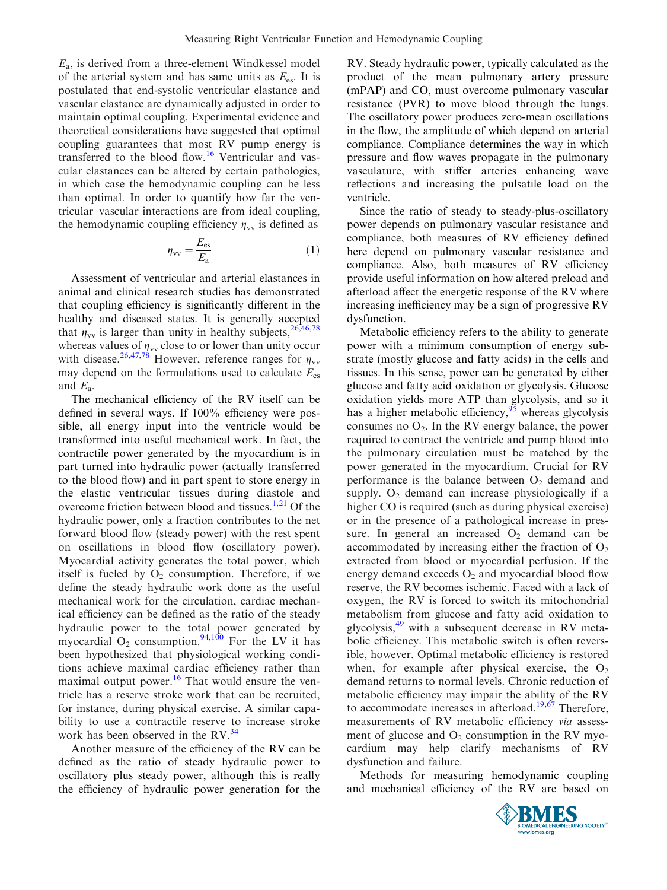$E_a$, is derived from a three-element Windkessel model of the arterial system and has same units as $E_{es}$. It is postulated that end-systolic ventricular elastance and vascular elastance are dynamically adjusted in order to maintain optimal coupling. Experimental evidence and theoretical considerations have suggested that optimal coupling guarantees that most RV pump energy is transferred to the blood flow.[16] Ventricular and vascular elastances can be altered by certain pathologies, in which case the hemodynamic coupling can be less than optimal. In order to quantify how far the ventricular–vascular interactions are from ideal coupling, the hemodynamic coupling efficiency $\eta_{vv}$ is defined as

$$\eta_{vv} = \frac{E_{es}}{E_a} \tag{1}$$

Assessment of ventricular and arterial elastances in animal and clinical research studies has demonstrated that coupling efficiency is significantly different in the healthy and diseased states. It is generally accepted that $\eta_{vv}$ is larger than unity in healthy subjects,[26,46,78] whereas values of $\eta_{vv}$ close to or lower than unity occur with disease.[26,47,78] However, reference ranges for $\eta_{vv}$ may depend on the formulations used to calculate $E_{es}$ and $E_a$.

The mechanical efficiency of the RV itself can be defined in several ways. If 100% efficiency were possible, all energy input into the ventricle would be transformed into useful mechanical work. In fact, the contractile power generated by the myocardium is in part turned into hydraulic power (actually transferred to the blood flow) and in part spent to store energy in the elastic ventricular tissues during diastole and overcome friction between blood and tissues.[1,21] Of the hydraulic power, only a fraction contributes to the net forward blood flow (steady power) with the rest spent on oscillations in blood flow (oscillatory power). Myocardial activity generates the total power, which itself is fueled by $O_2$ consumption. Therefore, if we define the steady hydraulic work done as the useful mechanical work for the circulation, cardiac mechanical efficiency can be defined as the ratio of the steady hydraulic power to the total power generated by myocardial $O_2$ consumption.[94,100] For the LV it has been hypothesized that physiological working conditions achieve maximal cardiac efficiency rather than maximal output power.[16] That would ensure the ventricle has a reserve stroke work that can be recruited, for instance, during physical exercise. A similar capability to use a contractile reserve to increase stroke work has been observed in the RV.[34]

Another measure of the efficiency of the RV can be defined as the ratio of steady hydraulic power to oscillatory plus steady power, although this is really the efficiency of hydraulic power generation for the RV. Steady hydraulic power, typically calculated as the product of the mean pulmonary artery pressure (mPAP) and CO, must overcome pulmonary vascular resistance (PVR) to move blood through the lungs. The oscillatory power produces zero-mean oscillations in the flow, the amplitude of which depend on arterial compliance. Compliance determines the way in which pressure and flow waves propagate in the pulmonary vasculature, with stiffer arteries enhancing wave reflections and increasing the pulsatile load on the ventricle.

Since the ratio of steady to steady-plus-oscillatory power depends on pulmonary vascular resistance and compliance, both measures of RV efficiency defined here depend on pulmonary vascular resistance and compliance. Also, both measures of RV efficiency provide useful information on how altered preload and afterload affect the energetic response of the RV where increasing inefficiency may be a sign of progressive RV dysfunction.

Metabolic efficiency refers to the ability to generate power with a minimum consumption of energy substrate (mostly glucose and fatty acids) in the cells and tissues. In this sense, power can be generated by either glucose and fatty acid oxidation or glycolysis. Glucose oxidation yields more ATP than glycolysis, and so it has a higher metabolic efficiency,[95] whereas glycolysis consumes no $O_2$. In the RV energy balance, the power required to contract the ventricle and pump blood into the pulmonary circulation must be matched by the power generated in the myocardium. Crucial for RV performance is the balance between $O_2$ demand and supply. $O_2$ demand can increase physiologically if a higher CO is required (such as during physical exercise) or in the presence of a pathological increase in pressure. In general an increased $O_2$ demand can be accommodated by increasing either the fraction of $O_2$ extracted from blood or myocardial perfusion. If the energy demand exceeds $O_2$ and myocardial blood flow reserve, the RV becomes ischemic. Faced with a lack of oxygen, the RV is forced to switch its mitochondrial metabolism from glucose and fatty acid oxidation to glycolysis,[49] with a subsequent decrease in RV metabolic efficiency. This metabolic switch is often reversible, however. Optimal metabolic efficiency is restored when, for example after physical exercise, the $O_2$ demand returns to normal levels. Chronic reduction of metabolic efficiency may impair the ability of the RV to accommodate increases in afterload.[19,67] Therefore, measurements of RV metabolic efficiency *via* assessment of glucose and $O_2$ consumption in the RV myocardium may help clarify mechanisms of RV dysfunction and failure.

Methods for measuring hemodynamic coupling and mechanical efficiency of the RV are based on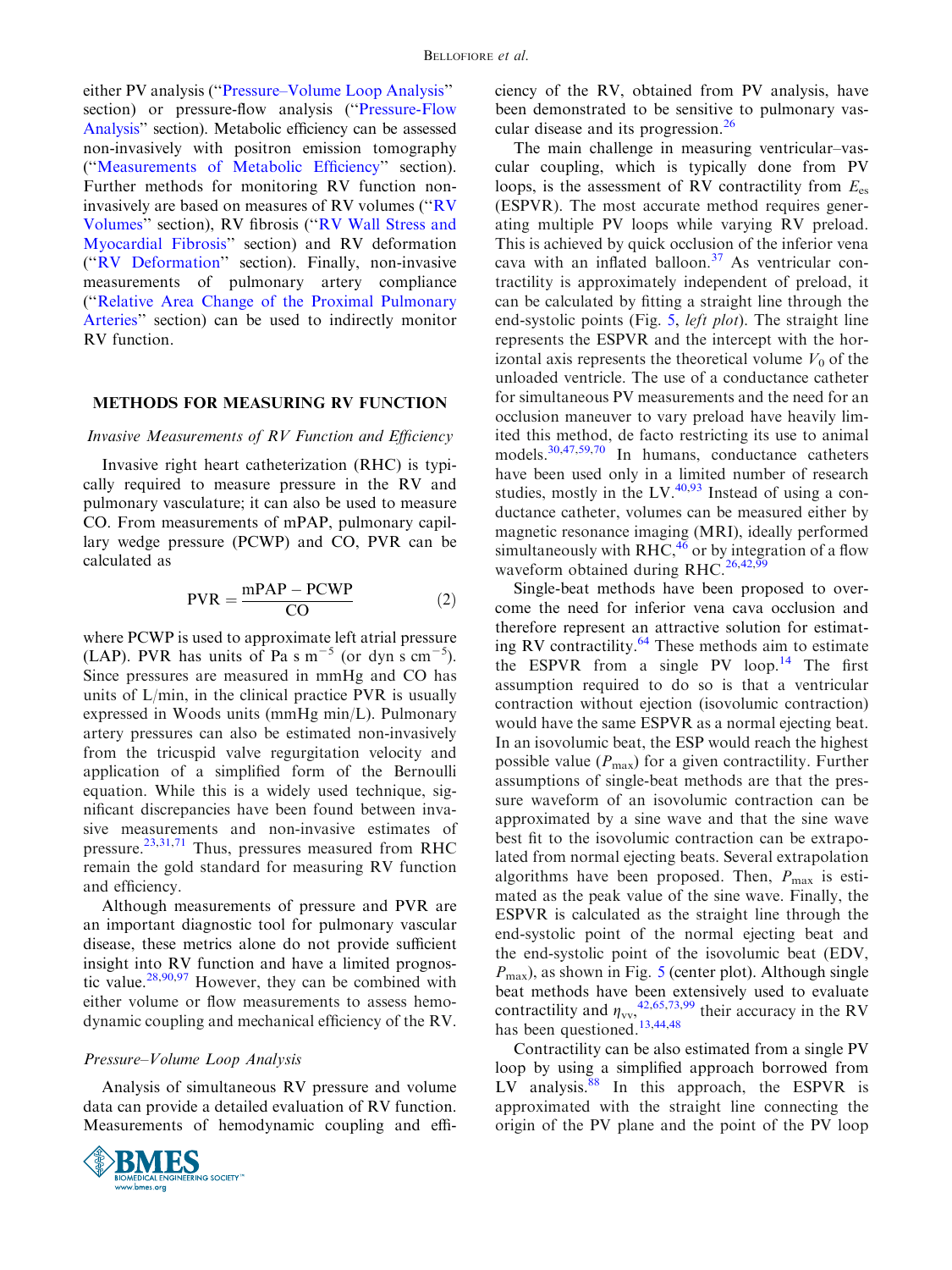either PV analysis ("Pressure–Volume Loop Analysis" section) or pressure-flow analysis ("Pressure-Flow Analysis" section). Metabolic efficiency can be assessed non-invasively with positron emission tomography ("Measurements of Metabolic Efficiency" section). Further methods for monitoring RV function non-invasively are based on measures of RV volumes ("RV Volumes" section), RV fibrosis ("RV Wall Stress and Myocardial Fibrosis" section) and RV deformation ("RV Deformation" section). Finally, non-invasive measurements of pulmonary artery compliance ("Relative Area Change of the Proximal Pulmonary Arteries" section) can be used to indirectly monitor RV function.

## METHODS FOR MEASURING RV FUNCTION

### *Invasive Measurements of RV Function and Efficiency*

Invasive right heart catheterization (RHC) is typically required to measure pressure in the RV and pulmonary vasculature; it can also be used to measure CO. From measurements of mPAP, pulmonary capillary wedge pressure (PCWP) and CO, PVR can be calculated as

$$\mathrm{PVR} = \frac{\mathrm{mPAP} - \mathrm{PCWP}}{\mathrm{CO}} \tag{2}$$

where PCWP is used to approximate left atrial pressure (LAP). PVR has units of Pa s $m^{-5}$ (or dyn s $cm^{-5}$). Since pressures are measured in mmHg and CO has units of L/min, in the clinical practice PVR is usually expressed in Woods units (mmHg min/L). Pulmonary artery pressures can also be estimated non-invasively from the tricuspid valve regurgitation velocity and application of a simplified form of the Bernoulli equation. While this is a widely used technique, significant discrepancies have been found between invasive measurements and non-invasive estimates of pressure.[23,31,71] Thus, pressures measured from RHC remain the gold standard for measuring RV function and efficiency.

Although measurements of pressure and PVR are an important diagnostic tool for pulmonary vascular disease, these metrics alone do not provide sufficient insight into RV function and have a limited prognostic value.[28,90,97] However, they can be combined with either volume or flow measurements to assess hemodynamic coupling and mechanical efficiency of the RV.

### *Pressure–Volume Loop Analysis*

Analysis of simultaneous RV pressure and volume data can provide a detailed evaluation of RV function. Measurements of hemodynamic coupling and efficiency of the RV, obtained from PV analysis, have been demonstrated to be sensitive to pulmonary vascular disease and its progression.[26]

The main challenge in measuring ventricular–vascular coupling, which is typically done from PV loops, is the assessment of RV contractility from $E_{es}$ (ESPVR). The most accurate method requires generating multiple PV loops while varying RV preload. This is achieved by quick occlusion of the inferior vena cava with an inflated balloon.[37] As ventricular contractility is approximately independent of preload, it can be calculated by fitting a straight line through the end-systolic points (Fig. 5, *left plot*). The straight line represents the ESPVR and the intercept with the horizontal axis represents the theoretical volume $V_0$ of the unloaded ventricle. The use of a conductance catheter for simultaneous PV measurements and the need for an occlusion maneuver to vary preload have heavily limited this method, de facto restricting its use to animal models.[30,47,59,70] In humans, conductance catheters have been used only in a limited number of research studies, mostly in the LV.[40,93] Instead of using a conductance catheter, volumes can be measured either by magnetic resonance imaging (MRI), ideally performed simultaneously with RHC,[46] or by integration of a flow waveform obtained during RHC.[26,42,99]

Single-beat methods have been proposed to overcome the need for inferior vena cava occlusion and therefore represent an attractive solution for estimating RV contractility.[64] These methods aim to estimate the ESPVR from a single PV loop.[14] The first assumption required to do so is that a ventricular contraction without ejection (isovolumic contraction) would have the same ESPVR as a normal ejecting beat. In an isovolumic beat, the ESP would reach the highest possible value ($P_{max}$) for a given contractility. Further assumptions of single-beat methods are that the pressure waveform of an isovolumic contraction can be approximated by a sine wave and that the sine wave best fit to the isovolumic contraction can be extrapolated from normal ejecting beats. Several extrapolation algorithms have been proposed. Then, $P_{max}$ is estimated as the peak value of the sine wave. Finally, the ESPVR is calculated as the straight line through the end-systolic point of the normal ejecting beat and the end-systolic point of the isovolumic beat (EDV, $P_{max}$), as shown in Fig. 5 (center plot). Although single beat methods have been extensively used to evaluate contractility and $\eta_{vv}$,[42,65,73,99] their accuracy in the RV has been questioned.[13,44,48]

Contractility can be also estimated from a single PV loop by using a simplified approach borrowed from LV analysis.[88] In this approach, the ESPVR is approximated with the straight line connecting the origin of the PV plane and the point of the PV loop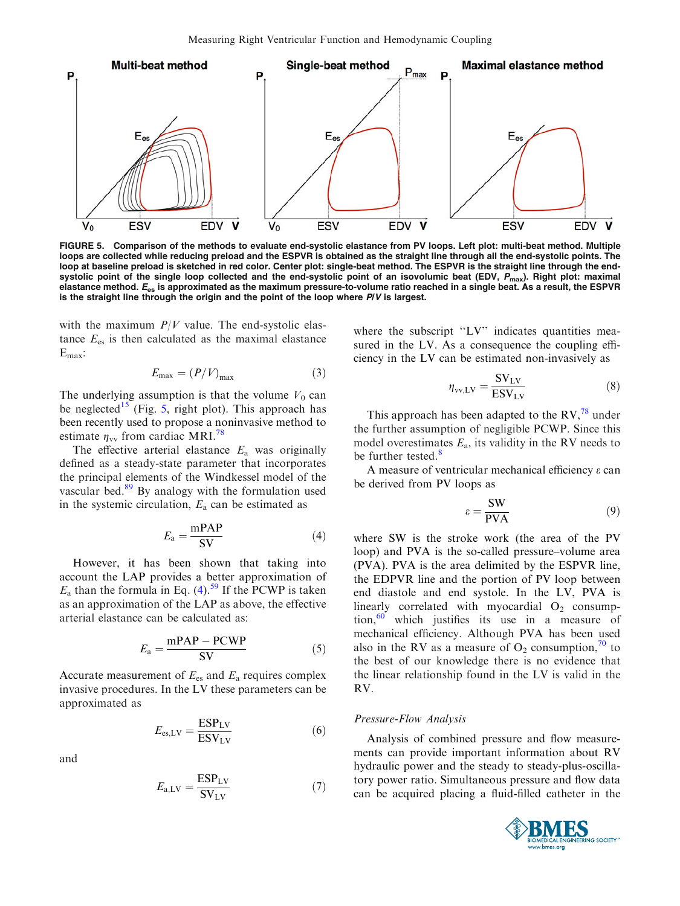**FIGURE 5. Comparison of the methods to evaluate end-systolic elastance from PV loops. Left plot: multi-beat method. Multiple loops are collected while reducing preload and the ESPVR is obtained as the straight line through all the end-systolic points. The loop at baseline preload is sketched in red color. Center plot: single-beat method. The ESPVR is the straight line through the end-systolic point of the single loop collected and the end-systolic point of an isovolumic beat (EDV, $P_{max}$). Right plot: maximal elastance method. $E_{es}$ is approximated as the maximum pressure-to-volume ratio reached in a single beat. As a result, the ESPVR is the straight line through the origin and the point of the loop where $P/V$ is largest.**

with the maximum $P/V$ value. The end-systolic elastance $E_{es}$ is then calculated as the maximal elastance $E_{max}$:

$$E_{max} = (P/V)_{max} \tag{3}$$

The underlying assumption is that the volume $V_0$ can be neglected[15] (Fig. 5, right plot). This approach has been recently used to propose a noninvasive method to estimate $\eta_{vv}$ from cardiac MRI.[78]

The effective arterial elastance $E_a$ was originally defined as a steady-state parameter that incorporates the principal elements of the Windkessel model of the vascular bed.[89] By analogy with the formulation used in the systemic circulation, $E_a$ can be estimated as

$$E_a = \frac{\text{mPAP}}{\text{SV}} \tag{4}$$

However, it has been shown that taking into account the LAP provides a better approximation of $E_a$ than the formula in Eq. (4).[59] If the PCWP is taken as an approximation of the LAP as above, the effective arterial elastance can be calculated as:

$$E_a = \frac{\text{mPAP} - \text{PCWP}}{\text{SV}} \tag{5}$$

Accurate measurement of $E_{es}$ and $E_a$ requires complex invasive procedures. In the LV these parameters can be approximated as

$$E_{es,LV} = \frac{\text{ESP}_{LV}}{\text{ESV}_{LV}} \tag{6}$$

and

$$E_{a,LV} = \frac{\text{ESP}_{LV}}{\text{SV}_{LV}} \tag{7}$$

where the subscript "LV" indicates quantities measured in the LV. As a consequence the coupling efficiency in the LV can be estimated non-invasively as

$$\eta_{vv,LV} = \frac{\text{SV}_{LV}}{\text{ESV}_{LV}} \tag{8}$$

This approach has been adapted to the RV,[78] under the further assumption of negligible PCWP. Since this model overestimates $E_a$, its validity in the RV needs to be further tested.[8]

A measure of ventricular mechanical efficiency $\varepsilon$ can be derived from PV loops as

$$\varepsilon = \frac{\text{SW}}{\text{PVA}} \tag{9}$$

where SW is the stroke work (the area of the PV loop) and PVA is the so-called pressure–volume area (PVA). PVA is the area delimited by the ESPVR line, the EDPVR line and the portion of PV loop between end diastole and end systole. In the LV, PVA is linearly correlated with myocardial $O_2$ consumption,[60] which justifies its use in a measure of mechanical efficiency. Although PVA has been used also in the RV as a measure of $O_2$ consumption,[70] to the best of our knowledge there is no evidence that the linear relationship found in the LV is valid in the RV.

### *Pressure-Flow Analysis*

Analysis of combined pressure and flow measurements can provide important information about RV hydraulic power and the steady to steady-plus-oscillatory power ratio. Simultaneous pressure and flow data can be acquired placing a fluid-filled catheter in the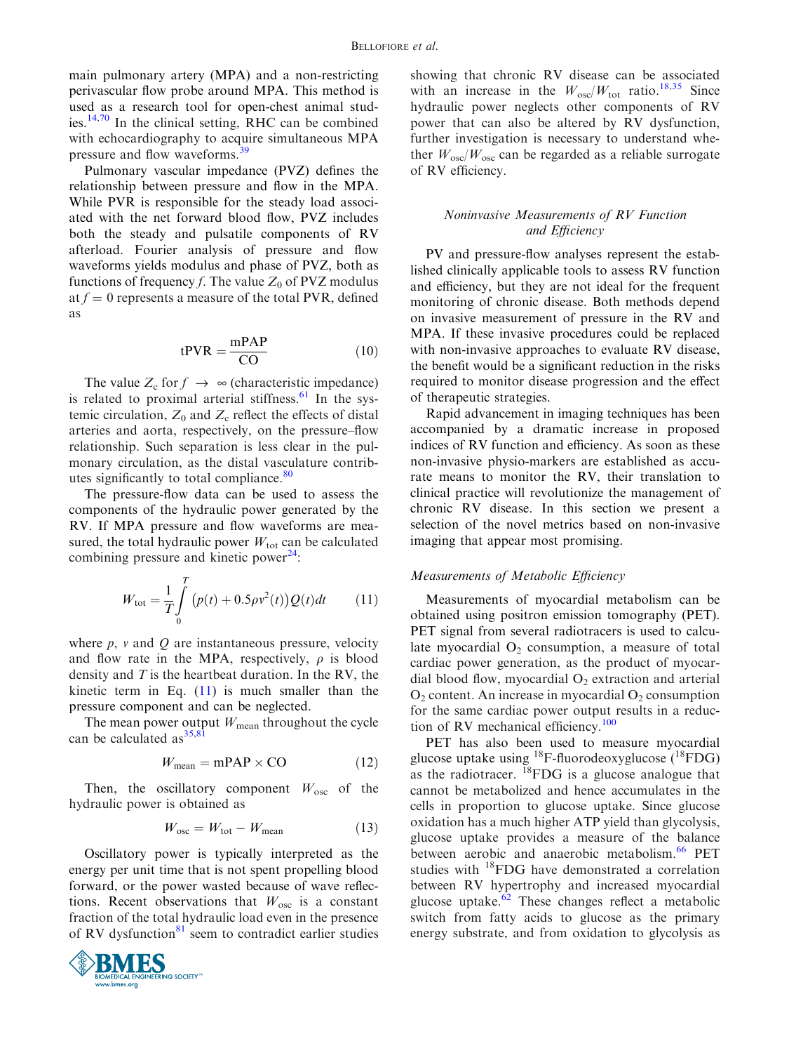main pulmonary artery (MPA) and a non-restricting perivascular flow probe around MPA. This method is used as a research tool for open-chest animal studies.[14,70] In the clinical setting, RHC can be combined with echocardiography to acquire simultaneous MPA pressure and flow waveforms.[39]

Pulmonary vascular impedance (PVZ) defines the relationship between pressure and flow in the MPA. While PVR is responsible for the steady load associated with the net forward blood flow, PVZ includes both the steady and pulsatile components of RV afterload. Fourier analysis of pressure and flow waveforms yields modulus and phase of PVZ, both as functions of frequency $f$. The value $Z_0$ of PVZ modulus at $f = 0$ represents a measure of the total PVR, defined as

$$\text{tPVR} = \frac{\text{mPAP}}{\text{CO}} \tag{10}$$

The value $Z_c$ for $f \rightarrow \infty$ (characteristic impedance) is related to proximal arterial stiffness.[61] In the systemic circulation, $Z_0$ and $Z_c$ reflect the effects of distal arteries and aorta, respectively, on the pressure–flow relationship. Such separation is less clear in the pulmonary circulation, as the distal vasculature contributes significantly to total compliance.[80]

The pressure-flow data can be used to assess the components of the hydraulic power generated by the RV. If MPA pressure and flow waveforms are measured, the total hydraulic power $W_{\text{tot}}$ can be calculated combining pressure and kinetic power[24]:

$$W_{\text{tot}} = \frac{1}{T}\int_0^T \left(p(t) + 0.5\rho v^2(t)\right) Q(t)dt \tag{11}$$

where $p$, $v$ and $Q$ are instantaneous pressure, velocity and flow rate in the MPA, respectively, $\rho$ is blood density and $T$ is the heartbeat duration. In the RV, the kinetic term in Eq. (11) is much smaller than the pressure component and can be neglected.

The mean power output $W_{\text{mean}}$ throughout the cycle can be calculated as[35,81]

$$W_{\text{mean}} = \text{mPAP} \times \text{CO} \tag{12}$$

Then, the oscillatory component $W_{\text{osc}}$ of the hydraulic power is obtained as

$$W_{\text{osc}} = W_{\text{tot}} - W_{\text{mean}} \tag{13}$$

Oscillatory power is typically interpreted as the energy per unit time that is not spent propelling blood forward, or the power wasted because of wave reflections. Recent observations that $W_{\text{osc}}$ is a constant fraction of the total hydraulic load even in the presence of RV dysfunction[81] seem to contradict earlier studies showing that chronic RV disease can be associated with an increase in the $W_{\text{osc}}/W_{\text{tot}}$ ratio.[18,35] Since hydraulic power neglects other components of RV power that can also be altered by RV dysfunction, further investigation is necessary to understand whether $W_{\text{osc}}/W_{\text{osc}}$ can be regarded as a reliable surrogate of RV efficiency.

### *Noninvasive Measurements of RV Function and Efficiency*

PV and pressure-flow analyses represent the established clinically applicable tools to assess RV function and efficiency, but they are not ideal for the frequent monitoring of chronic disease. Both methods depend on invasive measurement of pressure in the RV and MPA. If these invasive procedures could be replaced with non-invasive approaches to evaluate RV disease, the benefit would be a significant reduction in the risks required to monitor disease progression and the effect of therapeutic strategies.

Rapid advancement in imaging techniques has been accompanied by a dramatic increase in proposed indices of RV function and efficiency. As soon as these non-invasive physio-markers are established as accurate means to monitor the RV, their translation to clinical practice will revolutionize the management of chronic RV disease. In this section we present a selection of the novel metrics based on non-invasive imaging that appear most promising.

#### *Measurements of Metabolic Efficiency*

Measurements of myocardial metabolism can be obtained using positron emission tomography (PET). PET signal from several radiotracers is used to calculate myocardial $O_2$ consumption, a measure of total cardiac power generation, as the product of myocardial blood flow, myocardial $O_2$ extraction and arterial $O_2$ content. An increase in myocardial $O_2$ consumption for the same cardiac power output results in a reduction of RV mechanical efficiency.[100]

PET has also been used to measure myocardial glucose uptake using $^{18}$F-fluorodeoxyglucose ($^{18}$FDG) as the radiotracer. $^{18}$FDG is a glucose analogue that cannot be metabolized and hence accumulates in the cells in proportion to glucose uptake. Since glucose oxidation has a much higher ATP yield than glycolysis, glucose uptake provides a measure of the balance between aerobic and anaerobic metabolism.[66] PET studies with $^{18}$FDG have demonstrated a correlation between RV hypertrophy and increased myocardial glucose uptake.[62] These changes reflect a metabolic switch from fatty acids to glucose as the primary energy substrate, and from oxidation to glycolysis as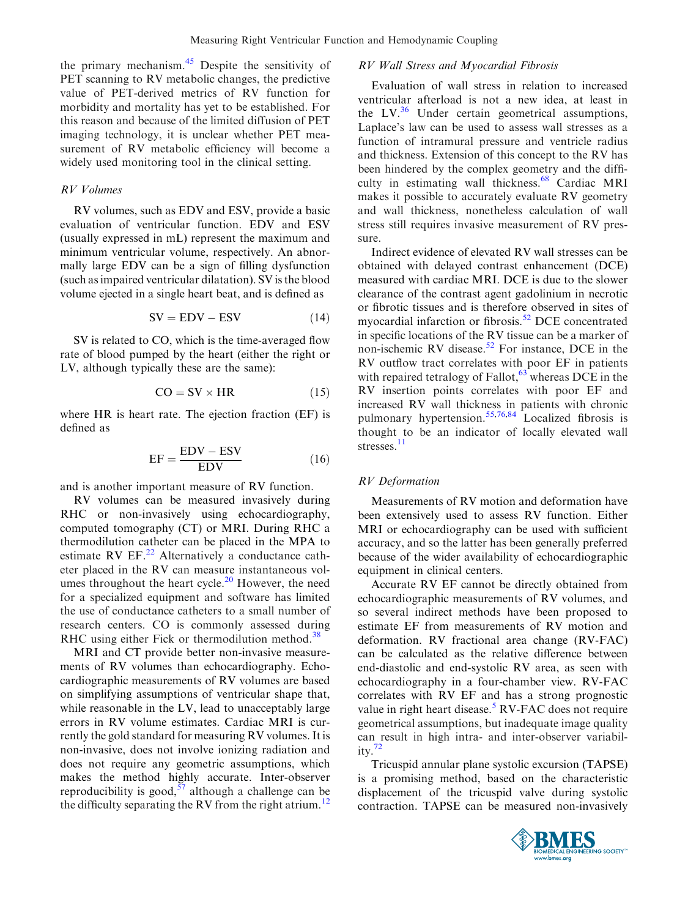the primary mechanism.[45] Despite the sensitivity of PET scanning to RV metabolic changes, the predictive value of PET-derived metrics of RV function for morbidity and mortality has yet to be established. For this reason and because of the limited diffusion of PET imaging technology, it is unclear whether PET measurement of RV metabolic efficiency will become a widely used monitoring tool in the clinical setting.

### RV Volumes

RV volumes, such as EDV and ESV, provide a basic evaluation of ventricular function. EDV and ESV (usually expressed in mL) represent the maximum and minimum ventricular volume, respectively. An abnormally large EDV can be a sign of filling dysfunction (such as impaired ventricular dilatation). SV is the blood volume ejected in a single heart beat, and is defined as

$$SV = EDV - ESV \tag{14}$$

SV is related to CO, which is the time-averaged flow rate of blood pumped by the heart (either the right or LV, although typically these are the same):

$$CO = SV \times HR \tag{15}$$

where HR is heart rate. The ejection fraction (EF) is defined as

$$EF = \frac{EDV - ESV}{EDV} \tag{16}$$

and is another important measure of RV function.

RV volumes can be measured invasively during RHC or non-invasively using echocardiography, computed tomography (CT) or MRI. During RHC a thermodilution catheter can be placed in the MPA to estimate RV EF.[22] Alternatively a conductance catheter placed in the RV can measure instantaneous volumes throughout the heart cycle.[20] However, the need for a specialized equipment and software has limited the use of conductance catheters to a small number of research centers. CO is commonly assessed during RHC using either Fick or thermodilution method.[38]

MRI and CT provide better non-invasive measurements of RV volumes than echocardiography. Echocardiographic measurements of RV volumes are based on simplifying assumptions of ventricular shape that, while reasonable in the LV, lead to unacceptably large errors in RV volume estimates. Cardiac MRI is currently the gold standard for measuring RV volumes. It is non-invasive, does not involve ionizing radiation and does not require any geometric assumptions, which makes the method highly accurate. Inter-observer reproducibility is good,[57] although a challenge can be the difficulty separating the RV from the right atrium.[12]

### RV Wall Stress and Myocardial Fibrosis

Evaluation of wall stress in relation to increased ventricular afterload is not a new idea, at least in the LV.[36] Under certain geometrical assumptions, Laplace's law can be used to assess wall stresses as a function of intramural pressure and ventricle radius and thickness. Extension of this concept to the RV has been hindered by the complex geometry and the difficulty in estimating wall thickness.[68] Cardiac MRI makes it possible to accurately evaluate RV geometry and wall thickness, nonetheless calculation of wall stress still requires invasive measurement of RV pressure.

Indirect evidence of elevated RV wall stresses can be obtained with delayed contrast enhancement (DCE) measured with cardiac MRI. DCE is due to the slower clearance of the contrast agent gadolinium in necrotic or fibrotic tissues and is therefore observed in sites of myocardial infarction or fibrosis.[52] DCE concentrated in specific locations of the RV tissue can be a marker of non-ischemic RV disease.[52] For instance, DCE in the RV outflow tract correlates with poor EF in patients with repaired tetralogy of Fallot,[63] whereas DCE in the RV insertion points correlates with poor EF and increased RV wall thickness in patients with chronic pulmonary hypertension.[55,76,84] Localized fibrosis is thought to be an indicator of locally elevated wall stresses.[11]

### RV Deformation

Measurements of RV motion and deformation have been extensively used to assess RV function. Either MRI or echocardiography can be used with sufficient accuracy, and so the latter has been generally preferred because of the wider availability of echocardiographic equipment in clinical centers.

Accurate RV EF cannot be directly obtained from echocardiographic measurements of RV volumes, and so several indirect methods have been proposed to estimate EF from measurements of RV motion and deformation. RV fractional area change (RV-FAC) can be calculated as the relative difference between end-diastolic and end-systolic RV area, as seen with echocardiography in a four-chamber view. RV-FAC correlates with RV EF and has a strong prognostic value in right heart disease.[5] RV-FAC does not require geometrical assumptions, but inadequate image quality can result in high intra- and inter-observer variability.[72]

Tricuspid annular plane systolic excursion (TAPSE) is a promising method, based on the characteristic displacement of the tricuspid valve during systolic contraction. TAPSE can be measured non-invasively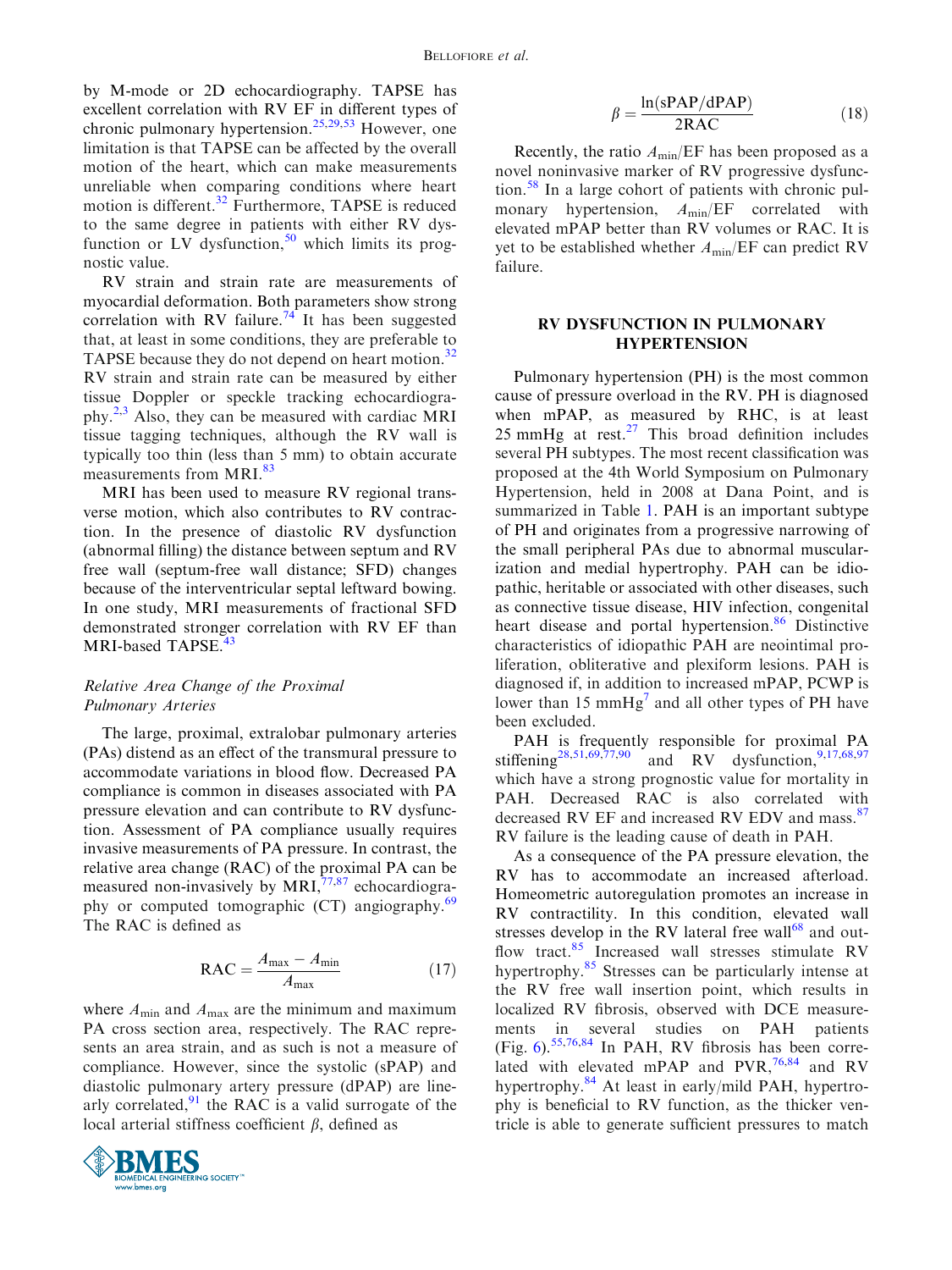by M-mode or 2D echocardiography. TAPSE has excellent correlation with RV EF in different types of chronic pulmonary hypertension.[25,29,53] However, one limitation is that TAPSE can be affected by the overall motion of the heart, which can make measurements unreliable when comparing conditions where heart motion is different.[32] Furthermore, TAPSE is reduced to the same degree in patients with either RV dysfunction or LV dysfunction,[50] which limits its prognostic value.

RV strain and strain rate are measurements of myocardial deformation. Both parameters show strong correlation with RV failure.[74] It has been suggested that, at least in some conditions, they are preferable to TAPSE because they do not depend on heart motion.[32] RV strain and strain rate can be measured by either tissue Doppler or speckle tracking echocardiography.[2,3] Also, they can be measured with cardiac MRI tissue tagging techniques, although the RV wall is typically too thin (less than 5 mm) to obtain accurate measurements from MRI.[83]

MRI has been used to measure RV regional transverse motion, which also contributes to RV contraction. In the presence of diastolic RV dysfunction (abnormal filling) the distance between septum and RV free wall (septum-free wall distance; SFD) changes because of the interventricular septal leftward bowing. In one study, MRI measurements of fractional SFD demonstrated stronger correlation with RV EF than MRI-based TAPSE.[43]

### *Relative Area Change of the Proximal Pulmonary Arteries*

The large, proximal, extralobar pulmonary arteries (PAs) distend as an effect of the transmural pressure to accommodate variations in blood flow. Decreased PA compliance is common in diseases associated with PA pressure elevation and can contribute to RV dysfunction. Assessment of PA compliance usually requires invasive measurements of PA pressure. In contrast, the relative area change (RAC) of the proximal PA can be measured non-invasively by MRI,[77,87] echocardiography or computed tomographic (CT) angiography.[69] The RAC is defined as

$$\mathrm{RAC} = \frac{A_{\max} - A_{\min}}{A_{\max}} \tag{17}$$

where $A_{\min}$ and $A_{\max}$ are the minimum and maximum PA cross section area, respectively. The RAC represents an area strain, and as such is not a measure of compliance. However, since the systolic (sPAP) and diastolic pulmonary artery pressure (dPAP) are linearly correlated,[91] the RAC is a valid surrogate of the local arterial stiffness coefficient $\beta$, defined as

$$\beta = \frac{\ln(\mathrm{sPAP}/\mathrm{dPAP})}{2\mathrm{RAC}} \tag{18}$$

Recently, the ratio $A_{\min}$/EF has been proposed as a novel noninvasive marker of RV progressive dysfunction.[58] In a large cohort of patients with chronic pulmonary hypertension, $A_{\min}$/EF correlated with elevated mPAP better than RV volumes or RAC. It is yet to be established whether $A_{\min}$/EF can predict RV failure.

## RV DYSFUNCTION IN PULMONARY HYPERTENSION

Pulmonary hypertension (PH) is the most common cause of pressure overload in the RV. PH is diagnosed when mPAP, as measured by RHC, is at least 25 mmHg at rest.[27] This broad definition includes several PH subtypes. The most recent classification was proposed at the 4th World Symposium on Pulmonary Hypertension, held in 2008 at Dana Point, and is summarized in Table 1. PAH is an important subtype of PH and originates from a progressive narrowing of the small peripheral PAs due to abnormal muscularization and medial hypertrophy. PAH can be idiopathic, heritable or associated with other diseases, such as connective tissue disease, HIV infection, congenital heart disease and portal hypertension.[86] Distinctive characteristics of idiopathic PAH are neointimal proliferation, obliterative and plexiform lesions. PAH is diagnosed if, in addition to increased mPAP, PCWP is lower than 15 mmHg[7] and all other types of PH have been excluded.

PAH is frequently responsible for proximal PA stiffening[28,51,69,77,90] and RV dysfunction,[9,17,68,97] which have a strong prognostic value for mortality in PAH. Decreased RAC is also correlated with decreased RV EF and increased RV EDV and mass.[87] RV failure is the leading cause of death in PAH.

As a consequence of the PA pressure elevation, the RV has to accommodate an increased afterload. Homeometric autoregulation promotes an increase in RV contractility. In this condition, elevated wall stresses develop in the RV lateral free wall[68] and outflow tract.[85] Increased wall stresses stimulate RV hypertrophy.[85] Stresses can be particularly intense at the RV free wall insertion point, which results in localized RV fibrosis, observed with DCE measurements in several studies on PAH patients (Fig. 6).[55,76,84] In PAH, RV fibrosis has been correlated with elevated mPAP and PVR,[76,84] and RV hypertrophy.[84] At least in early/mild PAH, hypertrophy is beneficial to RV function, as the thicker ventricle is able to generate sufficient pressures to match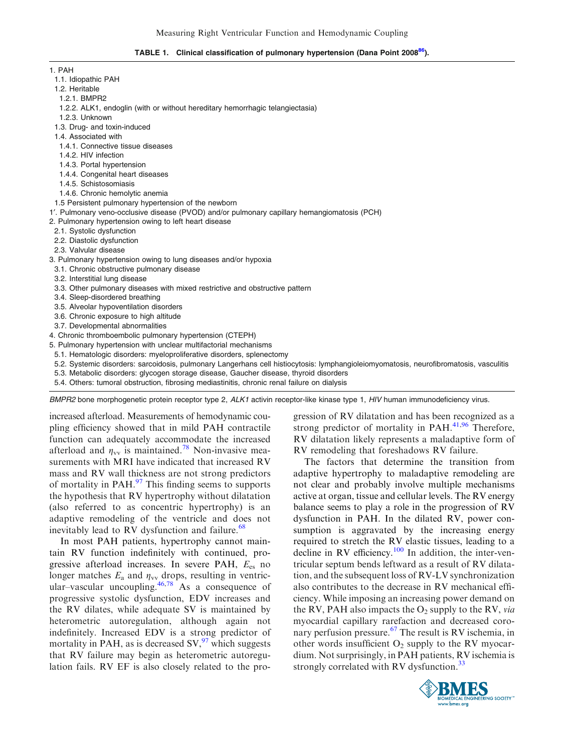**TABLE 1. Clinical classification of pulmonary hypertension (Dana Point 2008[86]).**

1. PAH
   1.1. Idiopathic PAH
   1.2. Heritable
      1.2.1. BMPR2
      1.2.2. ALK1, endoglin (with or without hereditary hemorrhagic telangiectasia)
      1.2.3. Unknown
   1.3. Drug- and toxin-induced
   1.4. Associated with
      1.4.1. Connective tissue diseases
      1.4.2. HIV infection
      1.4.3. Portal hypertension
      1.4.4. Congenital heart diseases
      1.4.5. Schistosomiasis
      1.4.6. Chronic hemolytic anemia
   1.5 Persistent pulmonary hypertension of the newborn

1′. Pulmonary veno-occlusive disease (PVOD) and/or pulmonary capillary hemangiomatosis (PCH)

2. Pulmonary hypertension owing to left heart disease
   2.1. Systolic dysfunction
   2.2. Diastolic dysfunction
   2.3. Valvular disease
3. Pulmonary hypertension owing to lung diseases and/or hypoxia
   3.1. Chronic obstructive pulmonary disease
   3.2. Interstitial lung disease
   3.3. Other pulmonary diseases with mixed restrictive and obstructive pattern
   3.4. Sleep-disordered breathing
   3.5. Alveolar hypoventilation disorders
   3.6. Chronic exposure to high altitude
   3.7. Developmental abnormalities
4. Chronic thromboembolic pulmonary hypertension (CTEPH)
5. Pulmonary hypertension with unclear multifactorial mechanisms
   5.1. Hematologic disorders: myeloproliferative disorders, splenectomy
   5.2. Systemic disorders: sarcoidosis, pulmonary Langerhans cell histiocytosis: lymphangioleiomyomatosis, neurofibromatosis, vasculitis
   5.3. Metabolic disorders: glycogen storage disease, Gaucher disease, thyroid disorders
   5.4. Others: tumoral obstruction, fibrosing mediastinitis, chronic renal failure on dialysis

*BMPR2* bone morphogenetic protein receptor type 2, *ALK1* activin receptor-like kinase type 1, *HIV* human immunodeficiency virus.

increased afterload. Measurements of hemodynamic coupling efficiency showed that in mild PAH contractile function can adequately accommodate the increased afterload and $\eta_{vv}$ is maintained.[78] Non-invasive measurements with MRI have indicated that increased RV mass and RV wall thickness are not strong predictors of mortality in PAH.[97] This finding seems to supports the hypothesis that RV hypertrophy without dilatation (also referred to as concentric hypertrophy) is an adaptive remodeling of the ventricle and does not inevitably lead to RV dysfunction and failure.[68]

In most PAH patients, hypertrophy cannot maintain RV function indefinitely with continued, progressive afterload increases. In severe PAH, $E_{es}$ no longer matches $E_a$ and $\eta_{vv}$ drops, resulting in ventricular–vascular uncoupling.[46,78] As a consequence of progressive systolic dysfunction, EDV increases and the RV dilates, while adequate SV is maintained by heterometric autoregulation, although again not indefinitely. Increased EDV is a strong predictor of mortality in PAH, as is decreased SV,[97] which suggests that RV failure may begin as heterometric autoregulation fails. RV EF is also closely related to the progression of RV dilatation and has been recognized as a strong predictor of mortality in PAH.[41,96] Therefore, RV dilatation likely represents a maladaptive form of RV remodeling that foreshadows RV failure.

The factors that determine the transition from adaptive hypertrophy to maladaptive remodeling are not clear and probably involve multiple mechanisms active at organ, tissue and cellular levels. The RV energy balance seems to play a role in the progression of RV dysfunction in PAH. In the dilated RV, power consumption is aggravated by the increasing energy required to stretch the RV elastic tissues, leading to a decline in RV efficiency.[100] In addition, the inter-ventricular septum bends leftward as a result of RV dilatation, and the subsequent loss of RV-LV synchronization also contributes to the decrease in RV mechanical efficiency. While imposing an increasing power demand on the RV, PAH also impacts the $O_2$ supply to the RV, *via* myocardial capillary rarefaction and decreased coronary perfusion pressure.[67] The result is RV ischemia, in other words insufficient $O_2$ supply to the RV myocardium. Not surprisingly, in PAH patients, RV ischemia is strongly correlated with RV dysfunction.[33]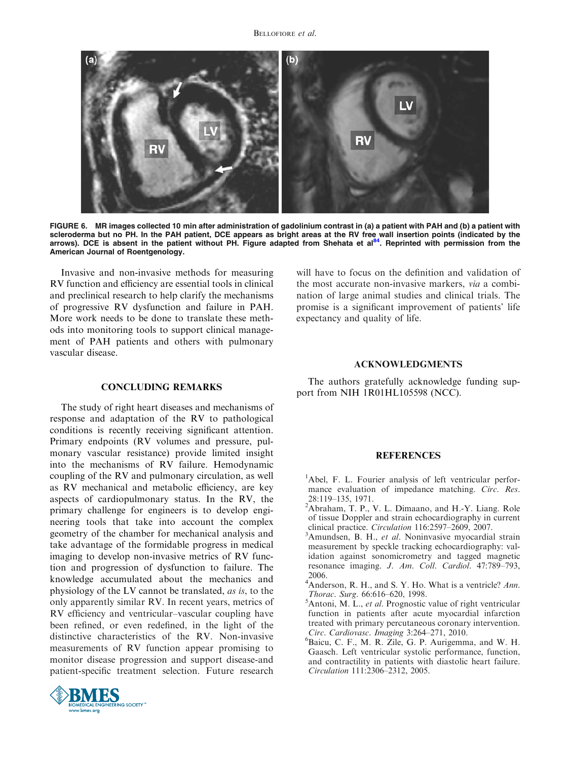FIGURE 6. MR images collected 10 min after administration of gadolinium contrast in (a) a patient with PAH and (b) a patient with scleroderma but no PH. In the PAH patient, DCE appears as bright areas at the RV free wall insertion points (indicated by the arrows). DCE is absent in the patient without PH. Figure adapted from Shehata et al[84]. Reprinted with permission from the American Journal of Roentgenology.

Invasive and non-invasive methods for measuring RV function and efficiency are essential tools in clinical and preclinical research to help clarify the mechanisms of progressive RV dysfunction and failure in PAH. More work needs to be done to translate these methods into monitoring tools to support clinical management of PAH patients and others with pulmonary vascular disease.

## CONCLUDING REMARKS

The study of right heart diseases and mechanisms of response and adaptation of the RV to pathological conditions is recently receiving significant attention. Primary endpoints (RV volumes and pressure, pulmonary vascular resistance) provide limited insight into the mechanisms of RV failure. Hemodynamic coupling of the RV and pulmonary circulation, as well as RV mechanical and metabolic efficiency, are key aspects of cardiopulmonary status. In the RV, the primary challenge for engineers is to develop engineering tools that take into account the complex geometry of the chamber for mechanical analysis and take advantage of the formidable progress in medical imaging to develop non-invasive metrics of RV function and progression of dysfunction to failure. The knowledge accumulated about the mechanics and physiology of the LV cannot be translated, *as is*, to the only apparently similar RV. In recent years, metrics of RV efficiency and ventricular–vascular coupling have been refined, or even redefined, in the light of the distinctive characteristics of the RV. Non-invasive measurements of RV function appear promising to monitor disease progression and support disease-and patient-specific treatment selection. Future research will have to focus on the definition and validation of the most accurate non-invasive markers, *via* a combination of large animal studies and clinical trials. The promise is a significant improvement of patients' life expectancy and quality of life.

## ACKNOWLEDGMENTS

The authors gratefully acknowledge funding support from NIH 1R01HL105598 (NCC).

## REFERENCES

[1] Abel, F. L. Fourier analysis of left ventricular performance evaluation of impedance matching. *Circ. Res.* 28:119–135, 1971.

[2] Abraham, T. P., V. L. Dimaano, and H.-Y. Liang. Role of tissue Doppler and strain echocardiography in current clinical practice. *Circulation* 116:2597–2609, 2007.

[3] Amundsen, B. H., *et al*. Noninvasive myocardial strain measurement by speckle tracking echocardiography: validation against sonomicrometry and tagged magnetic resonance imaging. *J. Am. Coll. Cardiol.* 47:789–793, 2006.

[4] Anderson, R. H., and S. Y. Ho. What is a ventricle? *Ann. Thorac. Surg.* 66:616–620, 1998.

[5] Antoni, M. L., *et al*. Prognostic value of right ventricular function in patients after acute myocardial infarction treated with primary percutaneous coronary intervention. *Circ. Cardiovasc. Imaging* 3:264–271, 2010.

[6] Baicu, C. F., M. R. Zile, G. P. Aurigemma, and W. H. Gaasch. Left ventricular systolic performance, function, and contractility in patients with diastolic heart failure. *Circulation* 111:2306–2312, 2005.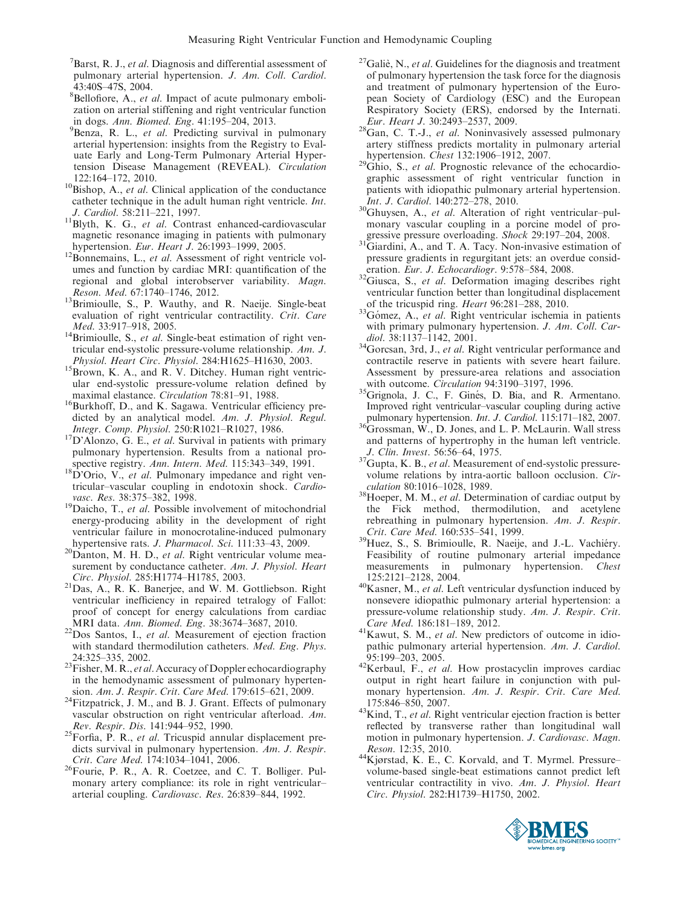[7] Barst, R. J., *et al.* Diagnosis and differential assessment of pulmonary arterial hypertension. *J. Am. Coll. Cardiol.* 43:40S–47S, 2004.

[8] Bellofiore, A., *et al.* Impact of acute pulmonary embolization on arterial stiffening and right ventricular function in dogs. *Ann. Biomed. Eng.* 41:195–204, 2013.

[9] Benza, R. L., *et al.* Predicting survival in pulmonary arterial hypertension: insights from the Registry to Evaluate Early and Long-Term Pulmonary Arterial Hypertension Disease Management (REVEAL). *Circulation* 122:164–172, 2010.

[10] Bishop, A., *et al.* Clinical application of the conductance catheter technique in the adult human right ventricle. *Int. J. Cardiol.* 58:211–221, 1997.

[11] Blyth, K. G., *et al.* Contrast enhanced-cardiovascular magnetic resonance imaging in patients with pulmonary hypertension. *Eur. Heart J.* 26:1993–1999, 2005.

[12] Bonnemains, L., *et al.* Assessment of right ventricle volumes and function by cardiac MRI: quantification of the regional and global interobserver variability. *Magn. Reson. Med.* 67:1740–1746, 2012.

[13] Brimioulle, S., P. Wauthy, and R. Naeije. Single-beat evaluation of right ventricular contractility. *Crit. Care Med.* 33:917–918, 2005.

[14] Brimioulle, S., *et al.* Single-beat estimation of right ventricular end-systolic pressure-volume relationship. *Am. J. Physiol. Heart Circ. Physiol.* 284:H1625–H1630, 2003.

[15] Brown, K. A., and R. V. Ditchey. Human right ventricular end-systolic pressure-volume relation defined by maximal elastance. *Circulation* 78:81–91, 1988.

[16] Burkhoff, D., and K. Sagawa. Ventricular efficiency predicted by an analytical model. *Am. J. Physiol. Regul. Integr. Comp. Physiol.* 250:R1021–R1027, 1986.

[17] D'Alonzo, G. E., *et al.* Survival in patients with primary pulmonary hypertension. Results from a national prospective registry. *Ann. Intern. Med.* 115:343–349, 1991.

[18] D'Orio, V., *et al.* Pulmonary impedance and right ventricular–vascular coupling in endotoxin shock. *Cardiovasc. Res.* 38:375–382, 1998.

[19] Daicho, T., *et al.* Possible involvement of mitochondrial energy-producing ability in the development of right ventricular failure in monocrotaline-induced pulmonary hypertensive rats. *J. Pharmacol. Sci.* 111:33–43, 2009.

[20] Danton, M. H. D., *et al.* Right ventricular volume measurement by conductance catheter. *Am. J. Physiol. Heart Circ. Physiol.* 285:H1774–H1785, 2003.

[21] Das, A., R. K. Banerjee, and W. M. Gottliebson. Right ventricular inefficiency in repaired tetralogy of Fallot: proof of concept for energy calculations from cardiac MRI data. *Ann. Biomed. Eng.* 38:3674–3687, 2010.

[22] Dos Santos, I., *et al.* Measurement of ejection fraction with standard thermodilution catheters. *Med. Eng. Phys.* 24:325–335, 2002.

[23] Fisher, M. R., *et al.* Accuracy of Doppler echocardiography in the hemodynamic assessment of pulmonary hypertension. *Am. J. Respir. Crit. Care Med.* 179:615–621, 2009.

[24] Fitzpatrick, J. M., and B. J. Grant. Effects of pulmonary vascular obstruction on right ventricular afterload. *Am. Rev. Respir. Dis.* 141:944–952, 1990.

[25] Forfia, P. R., *et al.* Tricuspid annular displacement predicts survival in pulmonary hypertension. *Am. J. Respir. Crit. Care Med.* 174:1034–1041, 2006.

[26] Fourie, P. R., A. R. Coetzee, and C. T. Bolliger. Pulmonary artery compliance: its role in right ventricular–arterial coupling. *Cardiovasc. Res.* 26:839–844, 1992.

[27] Galiè, N., *et al.* Guidelines for the diagnosis and treatment of pulmonary hypertension the task force for the diagnosis and treatment of pulmonary hypertension of the European Society of Cardiology (ESC) and the European Respiratory Society (ERS), endorsed by the Internati. *Eur. Heart J.* 30:2493–2537, 2009.

[28] Gan, C. T.-J., *et al.* Noninvasively assessed pulmonary artery stiffness predicts mortality in pulmonary arterial hypertension. *Chest* 132:1906–1912, 2007.

[29] Ghio, S., *et al.* Prognostic relevance of the echocardiographic assessment of right ventricular function in patients with idiopathic pulmonary arterial hypertension. *Int. J. Cardiol.* 140:272–278, 2010.

[30] Ghuysen, A., *et al.* Alteration of right ventricular–pulmonary vascular coupling in a porcine model of progressive pressure overloading. *Shock* 29:197–204, 2008.

[31] Giardini, A., and T. A. Tacy. Non-invasive estimation of pressure gradients in regurgitant jets: an overdue consideration. *Eur. J. Echocardiogr.* 9:578–584, 2008.

[32] Giusca, S., *et al.* Deformation imaging describes right ventricular function better than longitudinal displacement of the tricuspid ring. *Heart* 96:281–288, 2010.

[33] Gómez, A., *et al.* Right ventricular ischemia in patients with primary pulmonary hypertension. *J. Am. Coll. Cardiol.* 38:1137–1142, 2001.

[34] Gorcsan, 3rd, J., *et al.* Right ventricular performance and contractile reserve in patients with severe heart failure. Assessment by pressure-area relations and association with outcome. *Circulation* 94:3190–3197, 1996.

[35] Grignola, J. C., F. Ginés, D. Bia, and R. Armentano. Improved right ventricular–vascular coupling during active pulmonary hypertension. *Int. J. Cardiol.* 115:171–182, 2007.

[36] Grossman, W., D. Jones, and L. P. McLaurin. Wall stress and patterns of hypertrophy in the human left ventricle. *J. Clin. Invest.* 56:56–64, 1975.

[37] Gupta, K. B., *et al.* Measurement of end-systolic pressure-volume relations by intra-aortic balloon occlusion. *Circulation* 80:1016–1028, 1989.

[38] Hoeper, M. M., *et al.* Determination of cardiac output by the Fick method, thermodilution, and acetylene rebreathing in pulmonary hypertension. *Am. J. Respir. Crit. Care Med.* 160:535–541, 1999.

[39] Huez, S., S. Brimioulle, R. Naeije, and J.-L. Vachiéry. Feasibility of routine pulmonary arterial impedance measurements in pulmonary hypertension. *Chest* 125:2121–2128, 2004.

[40] Kasner, M., *et al.* Left ventricular dysfunction induced by nonsevere idiopathic pulmonary arterial hypertension: a pressure-volume relationship study. *Am. J. Respir. Crit. Care Med.* 186:181–189, 2012.

[41] Kawut, S. M., *et al.* New predictors of outcome in idiopathic pulmonary arterial hypertension. *Am. J. Cardiol.* 95:199–203, 2005.

[42] Kerbaul, F., *et al.* How prostacyclin improves cardiac output in right heart failure in conjunction with pulmonary hypertension. *Am. J. Respir. Crit. Care Med.* 175:846–850, 2007.

[43] Kind, T., *et al.* Right ventricular ejection fraction is better reflected by transverse rather than longitudinal wall motion in pulmonary hypertension. *J. Cardiovasc. Magn. Reson.* 12:35, 2010.

[44] Kjørstad, K. E., C. Korvald, and T. Myrmel. Pressure–volume-based single-beat estimations cannot predict left ventricular contractility in vivo. *Am. J. Physiol. Heart Circ. Physiol.* 282:H1739–H1750, 2002.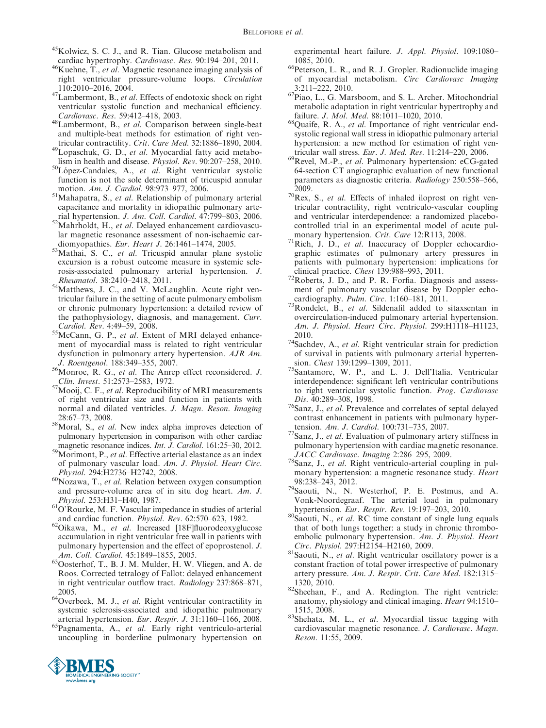[45]Kolwicz, S. C. J., and R. Tian. Glucose metabolism and cardiac hypertrophy. *Cardiovasc. Res.* 90:194–201, 2011.

[46]Kuehne, T., *et al.* Magnetic resonance imaging analysis of right ventricular pressure-volume loops. *Circulation* 110:2010–2016, 2004.

[47]Lambermont, B., *et al.* Effects of endotoxic shock on right ventricular systolic function and mechanical efficiency. *Cardiovasc. Res.* 59:412–418, 2003.

[48]Lambermont, B., *et al.* Comparison between single-beat and multiple-beat methods for estimation of right ventricular contractility. *Crit. Care Med.* 32:1886–1890, 2004.

[49]Lopaschuk, G. D., *et al.* Myocardial fatty acid metabolism in health and disease. *Physiol. Rev.* 90:207–258, 2010.

[50]López-Candales, A., *et al.* Right ventricular systolic function is not the sole determinant of tricuspid annular motion. *Am. J. Cardiol.* 98:973–977, 2006.

[51]Mahapatra, S., *et al.* Relationship of pulmonary arterial capacitance and mortality in idiopathic pulmonary arterial hypertension. *J. Am. Coll. Cardiol.* 47:799–803, 2006.

[52]Mahrholdt, H., *et al.* Delayed enhancement cardiovascular magnetic resonance assessment of non-ischaemic cardiomyopathies. *Eur. Heart J.* 26:1461–1474, 2005.

[53]Mathai, S. C., *et al.* Tricuspid annular plane systolic excursion is a robust outcome measure in systemic sclerosis-associated pulmonary arterial hypertension. *J. Rheumatol.* 38:2410–2418, 2011.

[54]Matthews, J. C., and V. McLaughlin. Acute right ventricular failure in the setting of acute pulmonary embolism or chronic pulmonary hypertension: a detailed review of the pathophysiology, diagnosis, and management. *Curr. Cardiol. Rev.* 4:49–59, 2008.

[55]McCann, G. P., *et al.* Extent of MRI delayed enhancement of myocardial mass is related to right ventricular dysfunction in pulmonary artery hypertension. *AJR Am. J. Roentgenol.* 188:349–355, 2007.

[56]Monroe, R. G., *et al.* The Anrep effect reconsidered. *J. Clin. Invest.* 51:2573–2583, 1972.

[57]Mooij, C. F., *et al.* Reproducibility of MRI measurements of right ventricular size and function in patients with normal and dilated ventricles. *J. Magn. Reson. Imaging* 28:67–73, 2008.

[58]Moral, S., *et al.* New index alpha improves detection of pulmonary hypertension in comparison with other cardiac magnetic resonance indices. *Int. J. Cardiol.* 161:25–30, 2012.

[59]Morimont, P., *et al.* Effective arterial elastance as an index of pulmonary vascular load. *Am. J. Physiol. Heart Circ. Physiol.* 294:H2736–H2742, 2008.

[60]Nozawa, T., *et al.* Relation between oxygen consumption and pressure-volume area of in situ dog heart. *Am. J. Physiol.* 253:H31–H40, 1987.

[61]O'Rourke, M. F. Vascular impedance in studies of arterial and cardiac function. *Physiol. Rev.* 62:570–623, 1982.

[62]Oikawa, M., *et al.* Increased [18F]fluorodeoxyglucose accumulation in right ventricular free wall in patients with pulmonary hypertension and the effect of epoprostenol. *J. Am. Coll. Cardiol.* 45:1849–1855, 2005.

[63]Oosterhof, T., B. J. M. Mulder, H. W. Vliegen, and A. de Roos. Corrected tetralogy of Fallot: delayed enhancement in right ventricular outflow tract. *Radiology* 237:868–871, 2005.

[64]Overbeek, M. J., *et al.* Right ventricular contractility in systemic sclerosis-associated and idiopathic pulmonary arterial hypertension. *Eur. Respir. J.* 31:1160–1166, 2008.

[65]Pagnamenta, A., *et al.* Early right ventriculo-arterial uncoupling in borderline pulmonary hypertension on experimental heart failure. *J. Appl. Physiol.* 109:1080–1085, 2010.

[66]Peterson, L. R., and R. J. Gropler. Radionuclide imaging of myocardial metabolism. *Circ Cardiovasc Imaging* 3:211–222, 2010.

[67]Piao, L., G. Marsboom, and S. L. Archer. Mitochondrial metabolic adaptation in right ventricular hypertrophy and failure. *J. Mol. Med.* 88:1011–1020, 2010.

[68]Quaife, R. A., *et al.* Importance of right ventricular end-systolic regional wall stress in idiopathic pulmonary arterial hypertension: a new method for estimation of right ventricular wall stress. *Eur. J. Med. Res.* 11:214–220, 2006.

[69]Revel, M.-P., *et al.* Pulmonary hypertension: eCG-gated 64-section CT angiographic evaluation of new functional parameters as diagnostic criteria. *Radiology* 250:558–566, 2009.

[70]Rex, S., *et al.* Effects of inhaled iloprost on right ventricular contractility, right ventriculo-vascular coupling and ventricular interdependence: a randomized placebo-controlled trial in an experimental model of acute pulmonary hypertension. *Crit. Care* 12:R113, 2008.

[71]Rich, J. D., *et al.* Inaccuracy of Doppler echocardiographic estimates of pulmonary artery pressures in patients with pulmonary hypertension: implications for clinical practice. *Chest* 139:988–993, 2011.

[72]Roberts, J. D., and P. R. Forfia. Diagnosis and assessment of pulmonary vascular disease by Doppler echocardiography. *Pulm. Circ.* 1:160–181, 2011.

[73]Rondelet, B., *et al.* Sildenafil added to sitaxsentan in overcirculation-induced pulmonary arterial hypertension. *Am. J. Physiol. Heart Circ. Physiol.* 299:H1118–H1123, 2010.

[74]Sachdev, A., *et al.* Right ventricular strain for prediction of survival in patients with pulmonary arterial hypertension. *Chest* 139:1299–1309, 2011.

[75]Santamore, W. P., and L. J. Dell'Italia. Ventricular interdependence: significant left ventricular contributions to right ventricular systolic function. *Prog. Cardiovasc Dis.* 40:289–308, 1998.

[76]Sanz, J., *et al.* Prevalence and correlates of septal delayed contrast enhancement in patients with pulmonary hypertension. *Am. J. Cardiol.* 100:731–735, 2007.

[77]Sanz, J., *et al.* Evaluation of pulmonary artery stiffness in pulmonary hypertension with cardiac magnetic resonance. *JACC Cardiovasc. Imaging* 2:286–295, 2009.

[78]Sanz, J., *et al.* Right ventriculo-arterial coupling in pulmonary hypertension: a magnetic resonance study. *Heart* 98:238–243, 2012.

[79]Saouti, N., N. Westerhof, P. E. Postmus, and A. Vonk-Noordegraaf. The arterial load in pulmonary hypertension. *Eur. Respir. Rev.* 19:197–203, 2010.

[80]Saouti, N., *et al.* RC time constant of single lung equals that of both lungs together: a study in chronic thromboembolic pulmonary hypertension. *Am. J. Physiol. Heart Circ. Physiol.* 297:H2154–H2160, 2009.

[81]Saouti, N., *et al.* Right ventricular oscillatory power is a constant fraction of total power irrespective of pulmonary artery pressure. *Am. J. Respir. Crit. Care Med.* 182:1315–1320, 2010.

[82]Sheehan, F., and A. Redington. The right ventricle: anatomy, physiology and clinical imaging. *Heart* 94:1510–1515, 2008.

[83]Shehata, M. L., *et al.* Myocardial tissue tagging with cardiovascular magnetic resonance. *J. Cardiovasc. Magn. Reson.* 11:55, 2009.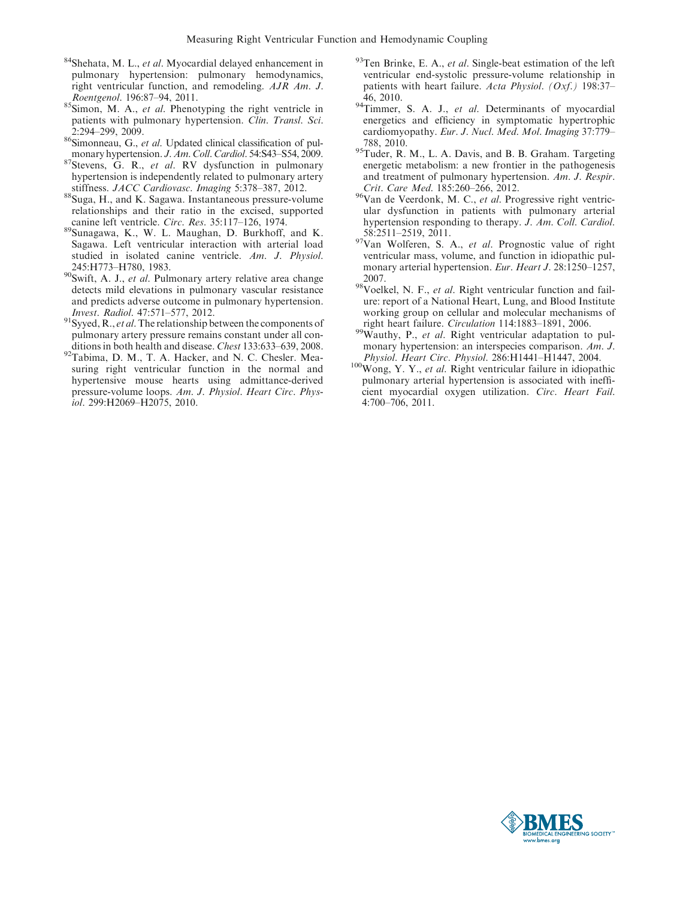[84] Shehata, M. L., *et al*. Myocardial delayed enhancement in pulmonary hypertension: pulmonary hemodynamics, right ventricular function, and remodeling. *AJR Am. J. Roentgenol.* 196:87–94, 2011.

[85] Simon, M. A., *et al*. Phenotyping the right ventricle in patients with pulmonary hypertension. *Clin. Transl. Sci.* 2:294–299, 2009.

[86] Simonneau, G., *et al*. Updated clinical classification of pulmonary hypertension. *J. Am. Coll. Cardiol.* 54:S43–S54, 2009.

[87] Stevens, G. R., *et al*. RV dysfunction in pulmonary hypertension is independently related to pulmonary artery stiffness. *JACC Cardiovasc. Imaging* 5:378–387, 2012.

[88] Suga, H., and K. Sagawa. Instantaneous pressure-volume relationships and their ratio in the excised, supported canine left ventricle. *Circ. Res.* 35:117–126, 1974.

[89] Sunagawa, K., W. L. Maughan, D. Burkhoff, and K. Sagawa. Left ventricular interaction with arterial load studied in isolated canine ventricle. *Am. J. Physiol.* 245:H773–H780, 1983.

[90] Swift, A. J., *et al*. Pulmonary artery relative area change detects mild elevations in pulmonary vascular resistance and predicts adverse outcome in pulmonary hypertension. *Invest. Radiol.* 47:571–577, 2012.

[91] Syyed, R., *et al*. The relationship between the components of pulmonary artery pressure remains constant under all conditions in both health and disease. *Chest* 133:633–639, 2008.

[92] Tabima, D. M., T. A. Hacker, and N. C. Chesler. Measuring right ventricular function in the normal and hypertensive mouse hearts using admittance-derived pressure-volume loops. *Am. J. Physiol. Heart Circ. Physiol.* 299:H2069–H2075, 2010.

[93] Ten Brinke, E. A., *et al*. Single-beat estimation of the left ventricular end-systolic pressure-volume relationship in patients with heart failure. *Acta Physiol. (Oxf.)* 198:37–46, 2010.

[94] Timmer, S. A. J., *et al*. Determinants of myocardial energetics and efficiency in symptomatic hypertrophic cardiomyopathy. *Eur. J. Nucl. Med. Mol. Imaging* 37:779–788, 2010.

[95] Tuder, R. M., L. A. Davis, and B. B. Graham. Targeting energetic metabolism: a new frontier in the pathogenesis and treatment of pulmonary hypertension. *Am. J. Respir. Crit. Care Med.* 185:260–266, 2012.

[96] Van de Veerdonk, M. C., *et al*. Progressive right ventricular dysfunction in patients with pulmonary arterial hypertension responding to therapy. *J. Am. Coll. Cardiol.* 58:2511–2519, 2011.

[97] Van Wolferen, S. A., *et al*. Prognostic value of right ventricular mass, volume, and function in idiopathic pulmonary arterial hypertension. *Eur. Heart J.* 28:1250–1257, 2007.

[98] Voelkel, N. F., *et al*. Right ventricular function and failure: report of a National Heart, Lung, and Blood Institute working group on cellular and molecular mechanisms of right heart failure. *Circulation* 114:1883–1891, 2006.

[99] Wauthy, P., *et al*. Right ventricular adaptation to pulmonary hypertension: an interspecies comparison. *Am. J. Physiol. Heart Circ. Physiol.* 286:H1441–H1447, 2004.

[100] Wong, Y. Y., *et al*. Right ventricular failure in idiopathic pulmonary arterial hypertension is associated with inefficient myocardial oxygen utilization. *Circ. Heart Fail.* 4:700–706, 2011.